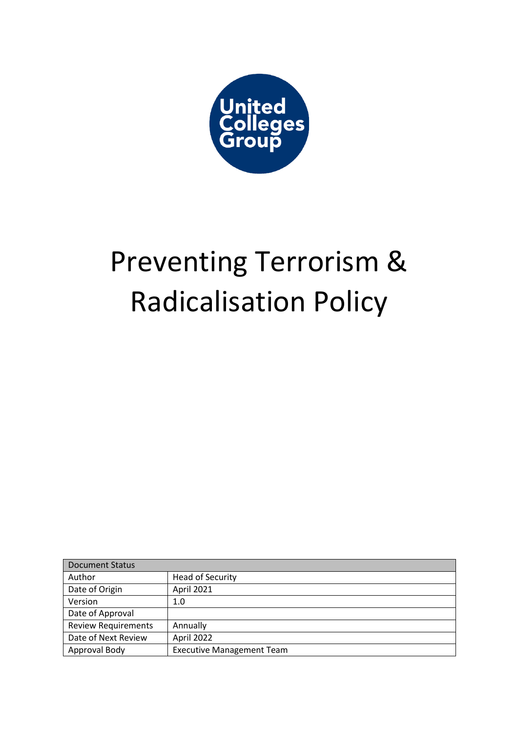United Colleges Group

# Preventing Terrorism & Radicalisation Policy

| Document Status | |
|---|---|
| Author | Head of Security |
| Date of Origin | April 2021 |
| Version | 1.0 |
| Date of Approval | |
| Review Requirements | Annually |
| Date of Next Review | April 2022 |
| Approval Body | Executive Management Team |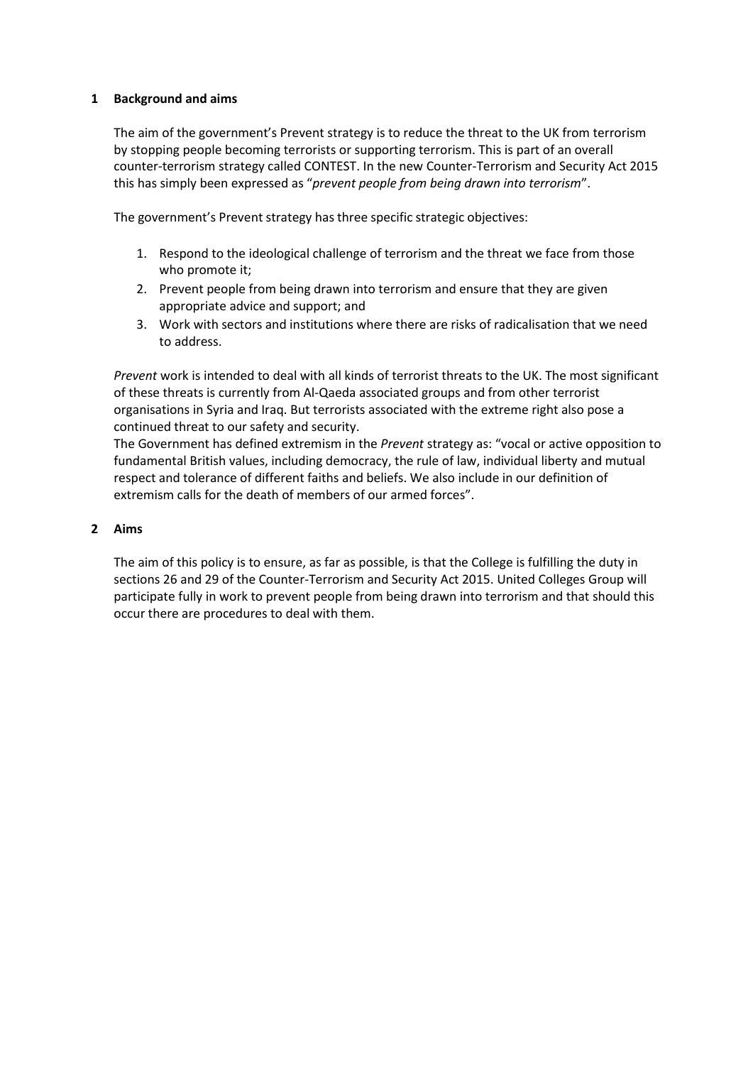## 1 Background and aims

The aim of the government's Prevent strategy is to reduce the threat to the UK from terrorism by stopping people becoming terrorists or supporting terrorism. This is part of an overall counter-terrorism strategy called CONTEST. In the new Counter-Terrorism and Security Act 2015 this has simply been expressed as "*prevent people from being drawn into terrorism*".

The government's Prevent strategy has three specific strategic objectives:

1. Respond to the ideological challenge of terrorism and the threat we face from those who promote it;
2. Prevent people from being drawn into terrorism and ensure that they are given appropriate advice and support; and
3. Work with sectors and institutions where there are risks of radicalisation that we need to address.

*Prevent* work is intended to deal with all kinds of terrorist threats to the UK. The most significant of these threats is currently from Al-Qaeda associated groups and from other terrorist organisations in Syria and Iraq. But terrorists associated with the extreme right also pose a continued threat to our safety and security.

The Government has defined extremism in the *Prevent* strategy as: "vocal or active opposition to fundamental British values, including democracy, the rule of law, individual liberty and mutual respect and tolerance of different faiths and beliefs. We also include in our definition of extremism calls for the death of members of our armed forces".

## 2 Aims

The aim of this policy is to ensure, as far as possible, is that the College is fulfilling the duty in sections 26 and 29 of the Counter-Terrorism and Security Act 2015. United Colleges Group will participate fully in work to prevent people from being drawn into terrorism and that should this occur there are procedures to deal with them.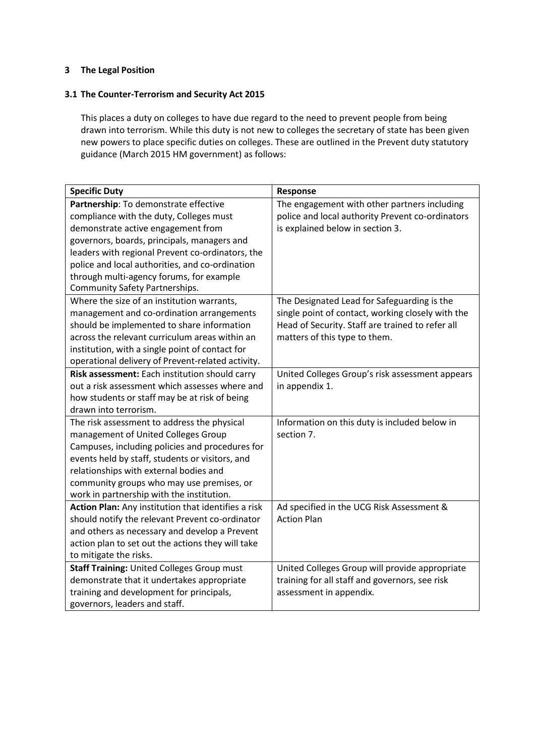## 3 The Legal Position

### 3.1 The Counter-Terrorism and Security Act 2015

This places a duty on colleges to have due regard to the need to prevent people from being drawn into terrorism. While this duty is not new to colleges the secretary of state has been given new powers to place specific duties on colleges. These are outlined in the Prevent duty statutory guidance (March 2015 HM government) as follows:

| Specific Duty | Response |
|---|---|
| **Partnership**: To demonstrate effective compliance with the duty, Colleges must demonstrate active engagement from governors, boards, principals, managers and leaders with regional Prevent co-ordinators, the police and local authorities, and co-ordination through multi-agency forums, for example Community Safety Partnerships. | The engagement with other partners including police and local authority Prevent co-ordinators is explained below in section 3. |
| Where the size of an institution warrants, management and co-ordination arrangements should be implemented to share information across the relevant curriculum areas within an institution, with a single point of contact for operational delivery of Prevent-related activity. | The Designated Lead for Safeguarding is the single point of contact, working closely with the Head of Security. Staff are trained to refer all matters of this type to them. |
| **Risk assessment:** Each institution should carry out a risk assessment which assesses where and how students or staff may be at risk of being drawn into terrorism. | United Colleges Group's risk assessment appears in appendix 1. |
| The risk assessment to address the physical management of United Colleges Group Campuses, including policies and procedures for events held by staff, students or visitors, and relationships with external bodies and community groups who may use premises, or work in partnership with the institution. | Information on this duty is included below in section 7. |
| **Action Plan:** Any institution that identifies a risk should notify the relevant Prevent co-ordinator and others as necessary and develop a Prevent action plan to set out the actions they will take to mitigate the risks. | Ad specified in the UCG Risk Assessment & Action Plan |
| **Staff Training:** United Colleges Group must demonstrate that it undertakes appropriate training and development for principals, governors, leaders and staff. | United Colleges Group will provide appropriate training for all staff and governors, see risk assessment in appendix. |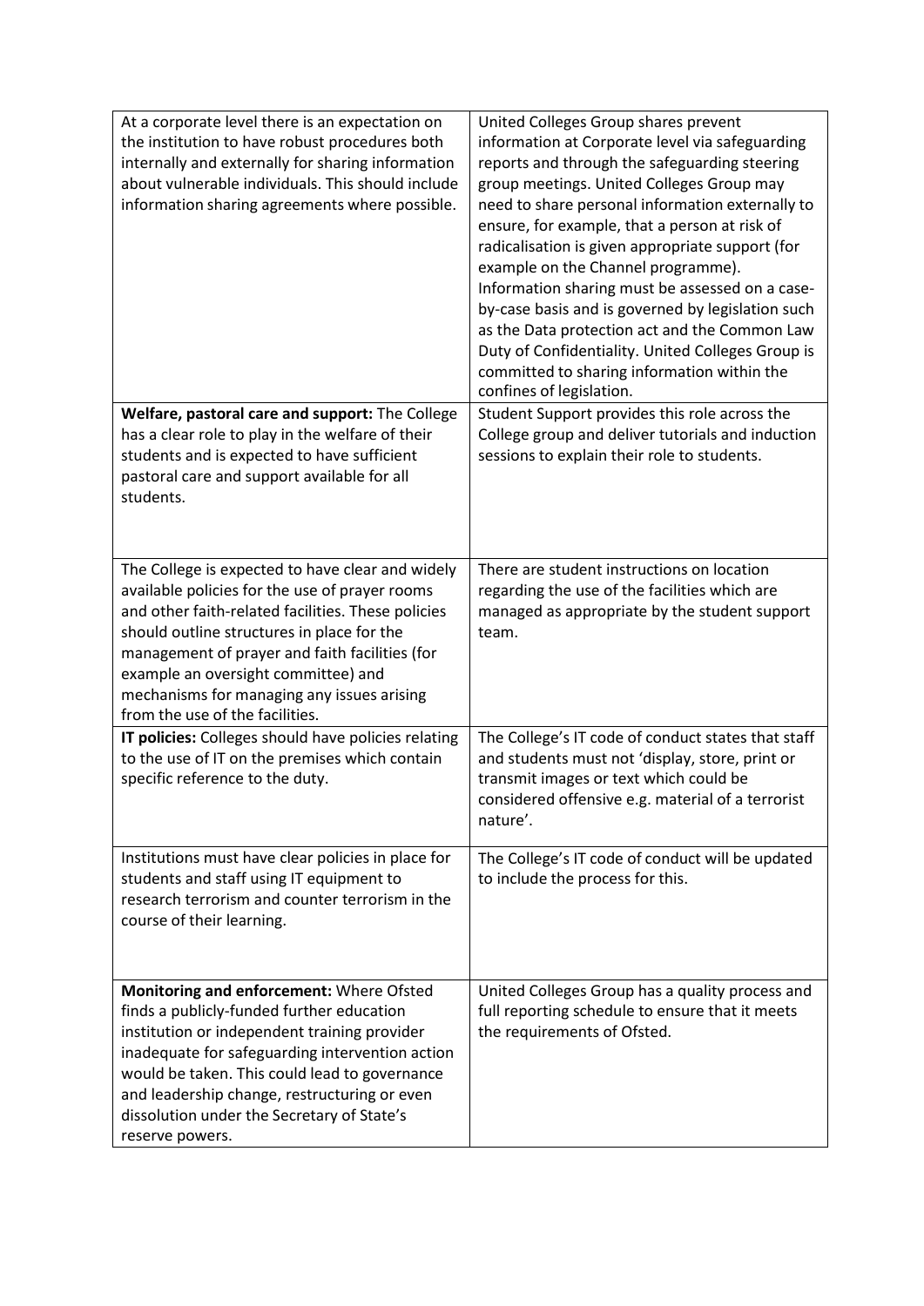| | |
|---|---|
| At a corporate level there is an expectation on the institution to have robust procedures both internally and externally for sharing information about vulnerable individuals. This should include information sharing agreements where possible. | United Colleges Group shares prevent information at Corporate level via safeguarding reports and through the safeguarding steering group meetings. United Colleges Group may need to share personal information externally to ensure, for example, that a person at risk of radicalisation is given appropriate support (for example on the Channel programme). Information sharing must be assessed on a case-by-case basis and is governed by legislation such as the Data protection act and the Common Law Duty of Confidentiality. United Colleges Group is committed to sharing information within the confines of legislation. |
| **Welfare, pastoral care and support:** The College has a clear role to play in the welfare of their students and is expected to have sufficient pastoral care and support available for all students. | Student Support provides this role across the College group and deliver tutorials and induction sessions to explain their role to students. |
| The College is expected to have clear and widely available policies for the use of prayer rooms and other faith-related facilities. These policies should outline structures in place for the management of prayer and faith facilities (for example an oversight committee) and mechanisms for managing any issues arising from the use of the facilities. | There are student instructions on location regarding the use of the facilities which are managed as appropriate by the student support team. |
| **IT policies:** Colleges should have policies relating to the use of IT on the premises which contain specific reference to the duty. | The College's IT code of conduct states that staff and students must not 'display, store, print or transmit images or text which could be considered offensive e.g. material of a terrorist nature'. |
| Institutions must have clear policies in place for students and staff using IT equipment to research terrorism and counter terrorism in the course of their learning. | The College's IT code of conduct will be updated to include the process for this. |
| **Monitoring and enforcement:** Where Ofsted finds a publicly-funded further education institution or independent training provider inadequate for safeguarding intervention action would be taken. This could lead to governance and leadership change, restructuring or even dissolution under the Secretary of State's reserve powers. | United Colleges Group has a quality process and full reporting schedule to ensure that it meets the requirements of Ofsted. |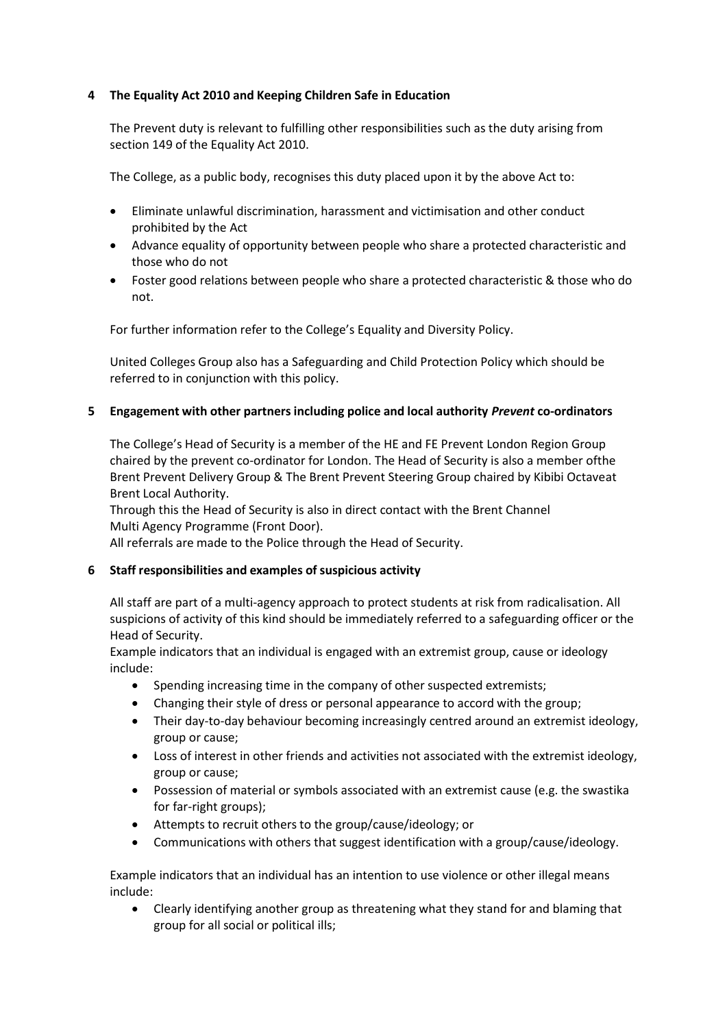## 4 The Equality Act 2010 and Keeping Children Safe in Education

The Prevent duty is relevant to fulfilling other responsibilities such as the duty arising from section 149 of the Equality Act 2010.

The College, as a public body, recognises this duty placed upon it by the above Act to:

- Eliminate unlawful discrimination, harassment and victimisation and other conduct prohibited by the Act
- Advance equality of opportunity between people who share a protected characteristic and those who do not
- Foster good relations between people who share a protected characteristic & those who do not.

For further information refer to the College's Equality and Diversity Policy.

United Colleges Group also has a Safeguarding and Child Protection Policy which should be referred to in conjunction with this policy.

## 5 Engagement with other partners including police and local authority *Prevent* co-ordinators

The College's Head of Security is a member of the HE and FE Prevent London Region Group chaired by the prevent co-ordinator for London. The Head of Security is also a member ofthe Brent Prevent Delivery Group & The Brent Prevent Steering Group chaired by Kibibi Octaveat Brent Local Authority.

Through this the Head of Security is also in direct contact with the Brent Channel Multi Agency Programme (Front Door).

All referrals are made to the Police through the Head of Security.

## 6 Staff responsibilities and examples of suspicious activity

All staff are part of a multi-agency approach to protect students at risk from radicalisation. All suspicions of activity of this kind should be immediately referred to a safeguarding officer or the Head of Security.

Example indicators that an individual is engaged with an extremist group, cause or ideology include:

- Spending increasing time in the company of other suspected extremists;
- Changing their style of dress or personal appearance to accord with the group;
- Their day-to-day behaviour becoming increasingly centred around an extremist ideology, group or cause;
- Loss of interest in other friends and activities not associated with the extremist ideology, group or cause;
- Possession of material or symbols associated with an extremist cause (e.g. the swastika for far-right groups);
- Attempts to recruit others to the group/cause/ideology; or
- Communications with others that suggest identification with a group/cause/ideology.

Example indicators that an individual has an intention to use violence or other illegal means include:

- Clearly identifying another group as threatening what they stand for and blaming that group for all social or political ills;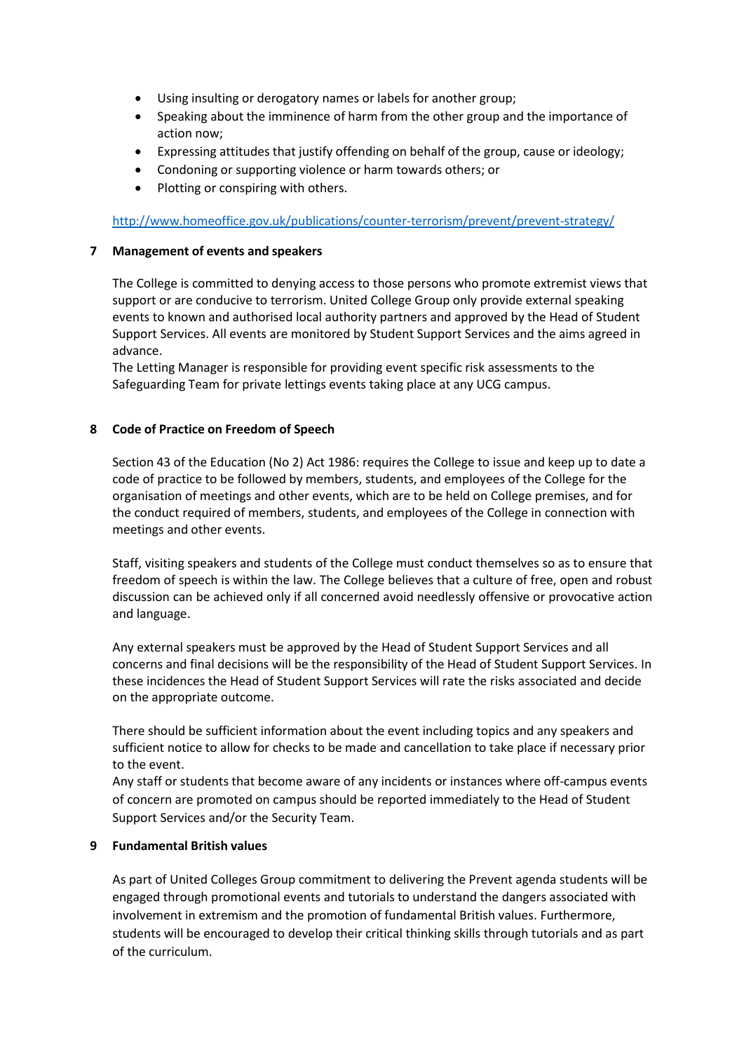- Using insulting or derogatory names or labels for another group;
- Speaking about the imminence of harm from the other group and the importance of action now;
- Expressing attitudes that justify offending on behalf of the group, cause or ideology;
- Condoning or supporting violence or harm towards others; or
- Plotting or conspiring with others.

http://www.homeoffice.gov.uk/publications/counter-terrorism/prevent/prevent-strategy/

## 7 Management of events and speakers

The College is committed to denying access to those persons who promote extremist views that support or are conducive to terrorism. United College Group only provide external speaking events to known and authorised local authority partners and approved by the Head of Student Support Services. All events are monitored by Student Support Services and the aims agreed in advance.

The Letting Manager is responsible for providing event specific risk assessments to the Safeguarding Team for private lettings events taking place at any UCG campus.

## 8 Code of Practice on Freedom of Speech

Section 43 of the Education (No 2) Act 1986: requires the College to issue and keep up to date a code of practice to be followed by members, students, and employees of the College for the organisation of meetings and other events, which are to be held on College premises, and for the conduct required of members, students, and employees of the College in connection with meetings and other events.

Staff, visiting speakers and students of the College must conduct themselves so as to ensure that freedom of speech is within the law. The College believes that a culture of free, open and robust discussion can be achieved only if all concerned avoid needlessly offensive or provocative action and language.

Any external speakers must be approved by the Head of Student Support Services and all concerns and final decisions will be the responsibility of the Head of Student Support Services. In these incidences the Head of Student Support Services will rate the risks associated and decide on the appropriate outcome.

There should be sufficient information about the event including topics and any speakers and sufficient notice to allow for checks to be made and cancellation to take place if necessary prior to the event.

Any staff or students that become aware of any incidents or instances where off-campus events of concern are promoted on campus should be reported immediately to the Head of Student Support Services and/or the Security Team.

## 9 Fundamental British values

As part of United Colleges Group commitment to delivering the Prevent agenda students will be engaged through promotional events and tutorials to understand the dangers associated with involvement in extremism and the promotion of fundamental British values. Furthermore, students will be encouraged to develop their critical thinking skills through tutorials and as part of the curriculum.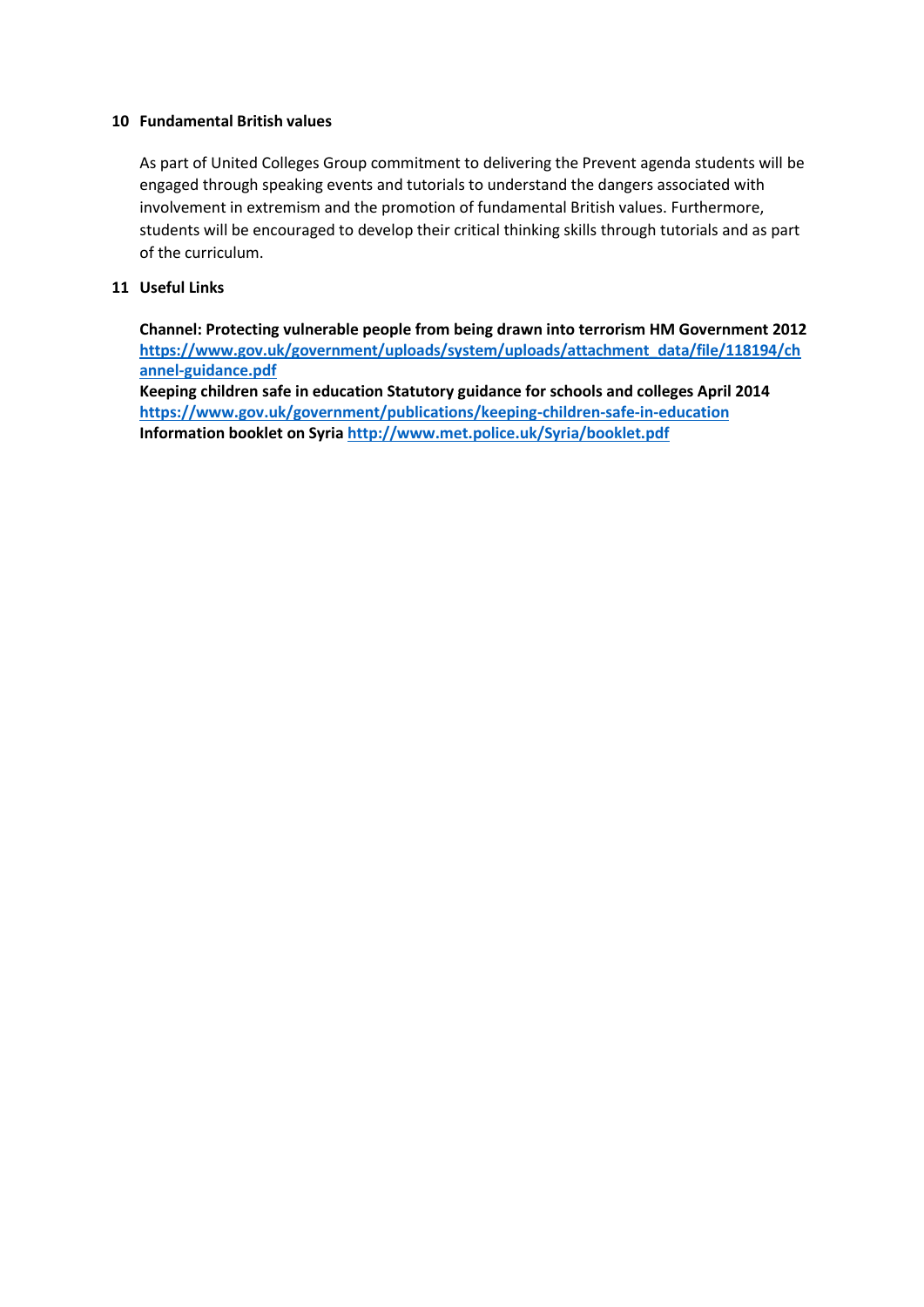## 10 Fundamental British values

As part of United Colleges Group commitment to delivering the Prevent agenda students will be engaged through speaking events and tutorials to understand the dangers associated with involvement in extremism and the promotion of fundamental British values. Furthermore, students will be encouraged to develop their critical thinking skills through tutorials and as part of the curriculum.

## 11 Useful Links

**Channel: Protecting vulnerable people from being drawn into terrorism HM Government 2012**
**https://www.gov.uk/government/uploads/system/uploads/attachment_data/file/118194/channel-guidance.pdf**
**Keeping children safe in education Statutory guidance for schools and colleges April 2014**
**https://www.gov.uk/government/publications/keeping-children-safe-in-education**
**Information booklet on Syria http://www.met.police.uk/Syria/booklet.pdf**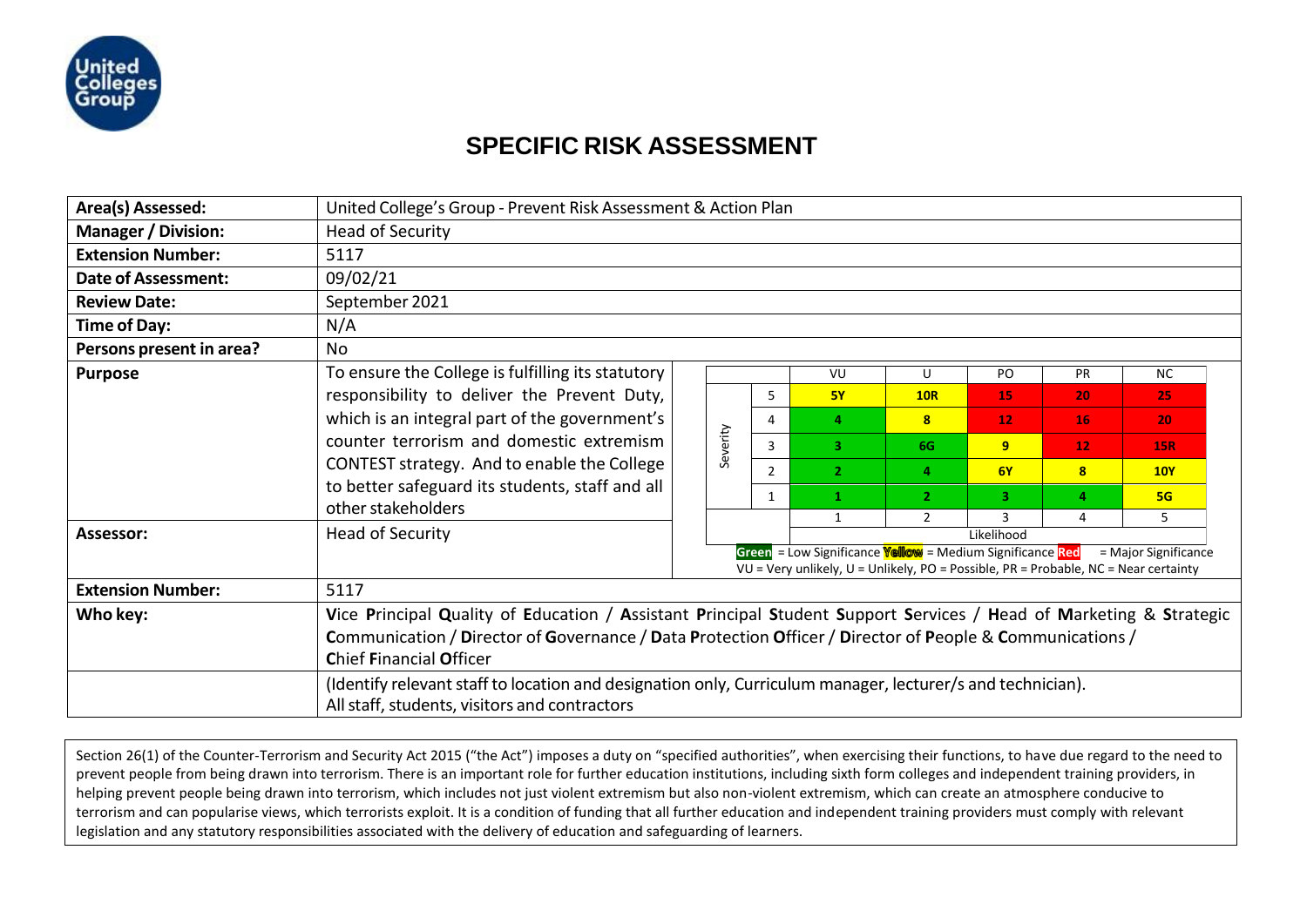# SPECIFIC RISK ASSESSMENT

| | |
|---|---|
| **Area(s) Assessed:** | United College's Group - Prevent Risk Assessment & Action Plan |
| **Manager / Division:** | Head of Security |
| **Extension Number:** | 5117 |
| **Date of Assessment:** | 09/02/21 |
| **Review Date:** | September 2021 |
| **Time of Day:** | N/A |
| **Persons present in area?** | No |
| **Purpose** | To ensure the College is fulfilling its statutory responsibility to deliver the Prevent Duty, which is an integral part of the government's counter terrorism and domestic extremism CONTEST strategy. And to enable the College to better safeguard its students, staff and all other stakeholders |
| **Assessor:** | Head of Security |
| **Extension Number:** | 5117 |
| **Who key:** | **V**ice **P**rincipal **Q**uality of **E**ducation / **A**ssistant **P**rincipal **S**tudent **S**upport **S**ervices / **H**ead of **M**arketing & **S**trategic **C**ommunication / **D**irector of **G**overnance / **D**ata **P**rotection **O**fficer / **D**irector of **P**eople & **C**ommunications / **C**hief **F**inancial **O**fficer |
| | (Identify relevant staff to location and designation only, Curriculum manager, lecturer/s and technician). All staff, students, visitors and contractors |

| | | VU | U | PO | PR | NC |
|---|---|---|---|---|---|---|
| Severity | 5 | 5Y | 10R | 15 | 20 | 25 |
| | 4 | 4 | 8 | 12 | 16 | 20 |
| | 3 | 3 | 6G | 9 | 12 | 15R |
| | 2 | 2 | 4 | 6Y | 8 | 10Y |
| | 1 | 1 | 2 | 3 | 4 | 5G |
| | | 1 | 2 | 3 | 4 | 5 |
| | | Likelihood | | | | |

Green = Low Significance Yellow = Medium Significance Red = Major Significance

VU = Very unlikely, U = Unlikely, PO = Possible, PR = Probable, NC = Near certainty

Section 26(1) of the Counter-Terrorism and Security Act 2015 ("the Act") imposes a duty on "specified authorities", when exercising their functions, to have due regard to the need to prevent people from being drawn into terrorism. There is an important role for further education institutions, including sixth form colleges and independent training providers, in helping prevent people being drawn into terrorism, which includes not just violent extremism but also non-violent extremism, which can create an atmosphere conducive to terrorism and can popularise views, which terrorists exploit. It is a condition of funding that all further education and independent training providers must comply with relevant legislation and any statutory responsibilities associated with the delivery of education and safeguarding of learners.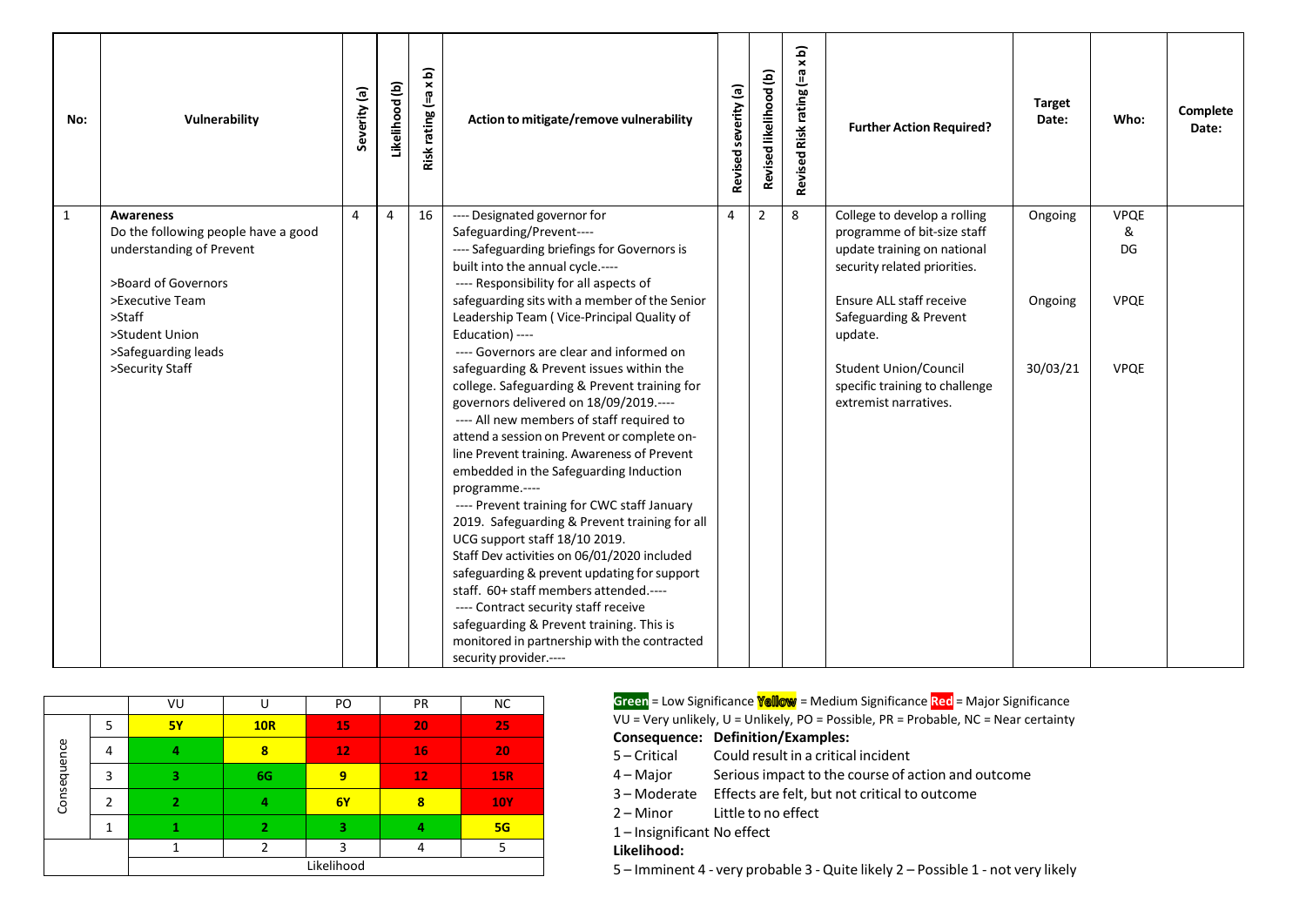| No: | Vulnerability | Severity (a) | Likelihood (b) | Risk rating (=a x b) | Action to mitigate/remove vulnerability | Revised severity (a) | Revised likelihood (b) | Revised Risk rating (=a x b) | Further Action Required? | Target Date: | Who: | Complete Date: |
|---|---|---|---|---|---|---|---|---|---|---|---|---|
| 1 | **Awareness**<br>Do the following people have a good understanding of Prevent<br><br>>Board of Governors<br>>Executive Team<br>>Staff<br>>Student Union<br>>Safeguarding leads<br>>Security Staff | 4 | 4 | 16 | ---- Designated governor for Safeguarding/Prevent----<br>---- Safeguarding briefings for Governors is built into the annual cycle.----<br>---- Responsibility for all aspects of safeguarding sits with a member of the Senior Leadership Team ( Vice-Principal Quality of Education) ----<br>---- Governors are clear and informed on safeguarding & Prevent issues within the college. Safeguarding & Prevent training for governors delivered on 18/09/2019.----<br>---- All new members of staff required to attend a session on Prevent or complete on-line Prevent training. Awareness of Prevent embedded in the Safeguarding Induction programme.----<br>---- Prevent training for CWC staff January 2019. Safeguarding & Prevent training for all UCG support staff 18/10 2019.<br>Staff Dev activities on 06/01/2020 included safeguarding & prevent updating for support staff. 60+ staff members attended.----<br>---- Contract security staff receive safeguarding & Prevent training. This is monitored in partnership with the contracted security provider.---- | 4 | 2 | 8 | College to develop a rolling programme of bit-size staff update training on national security related priorities.<br><br>Ensure ALL staff receive Safeguarding & Prevent update.<br><br>Student Union/Council specific training to challenge extremist narratives. | Ongoing<br><br><br><br>Ongoing<br><br><br>30/03/21 | VPQE & DG<br><br><br><br>VPQE<br><br><br>VPQE | |

| | | VU | U | PO | PR | NC |
|---|---|---|---|---|---|---|
| Consequence | 5 | **5Y** | **10R** | **15** | **20** | **25** |
| | 4 | **4** | **8** | **12** | **16** | **20** |
| | 3 | **3** | **6G** | **9** | **12** | **15R** |
| | 2 | **2** | **4** | **6Y** | **8** | **10Y** |
| | 1 | **1** | **2** | **3** | **4** | **5G** |
| | | 1 | 2 | 3 | 4 | 5 |
| | | Likelihood | | | | |

**Green** = Low Significance **Yellow** = Medium Significance **Red** = Major Significance

VU = Very unlikely, U = Unlikely, PO = Possible, PR = Probable, NC = Near certainty

**Consequence: Definition/Examples:**

5 – Critical Could result in a critical incident

4 – Major Serious impact to the course of action and outcome

3 – Moderate Effects are felt, but not critical to outcome

2 – Minor Little to no effect

1 – Insignificant No effect

**Likelihood:**

5 – Imminent 4 - very probable 3 - Quite likely 2 – Possible 1 - not very likely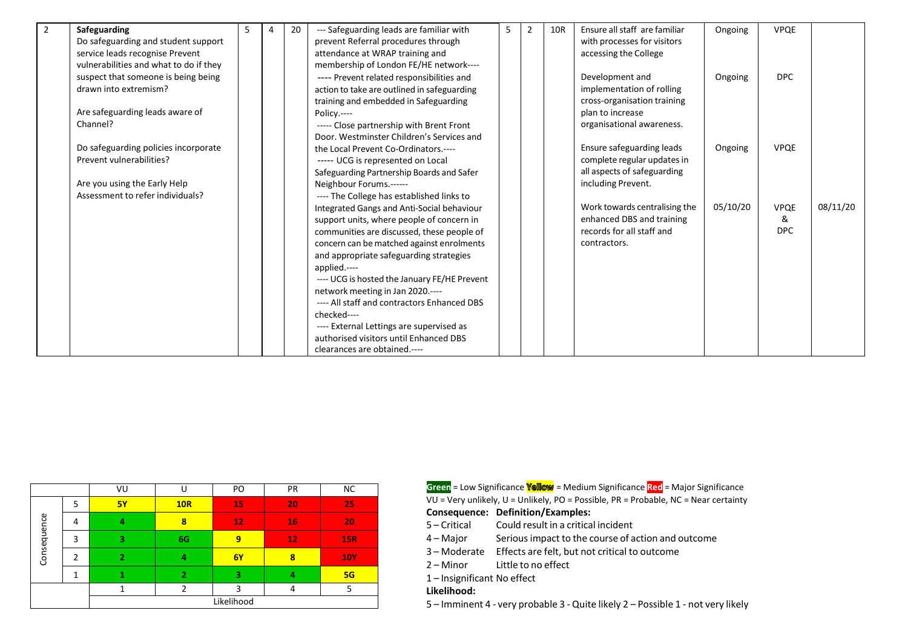| 2 | **Safeguarding**<br>Do safeguarding and student support service leads recognise Prevent vulnerabilities and what to do if they suspect that someone is being being drawn into extremism?<br><br>Are safeguarding leads aware of Channel?<br><br>Do safeguarding policies incorporate Prevent vulnerabilities?<br><br>Are you using the Early Help Assessment to refer individuals? | 5 | 4 | 20 | --- Safeguarding leads are familiar with prevent Referral procedures through attendance at WRAP training and membership of London FE/HE network----<br>---- Prevent related responsibilities and action to take are outlined in safeguarding training and embedded in Safeguarding Policy.----<br>----- Close partnership with Brent Front Door. Westminster Children's Services and the Local Prevent Co-Ordinators.----<br>----- UCG is represented on Local Safeguarding Partnership Boards and Safer Neighbour Forums.------<br>---- The College has established links to Integrated Gangs and Anti-Social behaviour support units, where people of concern in communities are discussed, these people of concern can be matched against enrolments and appropriate safeguarding strategies applied.----<br>---- UCG is hosted the January FE/HE Prevent network meeting in Jan 2020.----<br>---- All staff and contractors Enhanced DBS checked----<br>---- External Lettings are supervised as authorised visitors until Enhanced DBS clearances are obtained.---- | 5 | 2 | 10R | Ensure all staff are familiar with processes for visitors accessing the College<br><br>Development and implementation of rolling cross-organisation training plan to increase organisational awareness.<br><br>Ensure safeguarding leads complete regular updates in all aspects of safeguarding including Prevent.<br><br>Work towards centralising the enhanced DBS and training records for all staff and contractors. | Ongoing<br><br>Ongoing<br><br>Ongoing<br><br>05/10/20 | VPQE<br><br>DPC<br><br>VPQE<br><br>VPQE & DPC | 08/11/20 |

| | | VU | U | PO | PR | NC |
|---|---|---|---|---|---|---|
| Consequence | 5 | **5Y** | **10R** | **15** | **20** | **25** |
| | 4 | **4** | **8** | **12** | **16** | **20** |
| | 3 | **3** | **6G** | **9** | **12** | **15R** |
| | 2 | **2** | **4** | **6Y** | **8** | **10Y** |
| | 1 | **1** | **2** | **3** | **4** | **5G** |
| | | 1 | 2 | 3 | 4 | 5 |
| | | Likelihood | | | | |

**Green** = Low Significance **Yellow** = Medium Significance **Red** = Major Significance

VU = Very unlikely, U = Unlikely, PO = Possible, PR = Probable, NC = Near certainty

**Consequence: Definition/Examples:**

5 – Critical Could result in a critical incident

4 – Major Serious impact to the course of action and outcome

3 – Moderate Effects are felt, but not critical to outcome

2 – Minor Little to no effect

1 – Insignificant No effect

**Likelihood:**

5 – Imminent 4 - very probable 3 - Quite likely 2 – Possible 1 - not very likely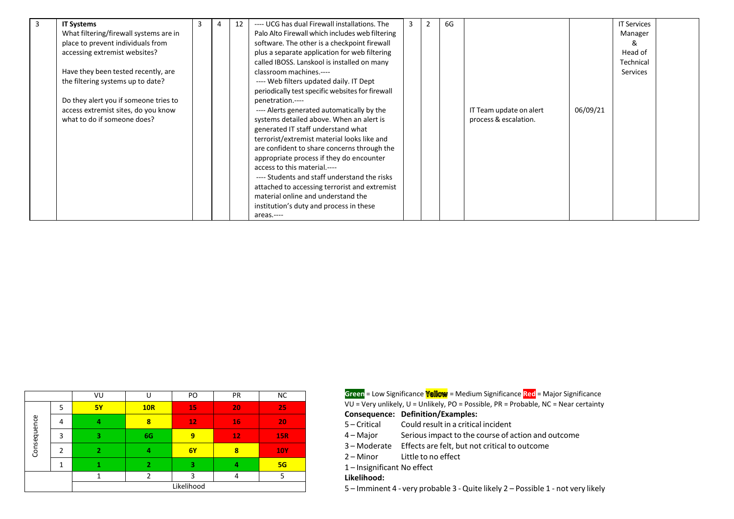| 3 | **IT Systems**<br>What filtering/firewall systems are in place to prevent individuals from accessing extremist websites?<br><br>Have they been tested recently, are the filtering systems up to date?<br><br>Do they alert you if someone tries to access extremist sites, do you know what to do if someone does? | 3 | 4 | 12 | ---- UCG has dual Firewall installations. The Palo Alto Firewall which includes web filtering software. The other is a checkpoint firewall plus a separate application for web filtering called IBOSS. Lanskool is installed on many classroom machines.----<br>---- Web filters updated daily. IT Dept periodically test specific websites for firewall penetration.----<br>---- Alerts generated automatically by the systems detailed above. When an alert is generated IT staff understand what terrorist/extremist material looks like and are confident to share concerns through the appropriate process if they do encounter access to this material.----<br>---- Students and staff understand the risks attached to accessing terrorist and extremist material online and understand the institution's duty and process in these areas.---- | 3 | 2 | 6G | IT Team update on alert process & escalation. | 06/09/21 | IT Services Manager & Head of Technical Services | |
|---|---|---|---|---|---|---|---|---|---|---|---|---|

| | | VU | U | PO | PR | NC |
|---|---|---|---|---|---|---|
| Consequence | 5 | **5Y** | **10R** | **15** | **20** | **25** |
| | 4 | **4** | **8** | **12** | **16** | **20** |
| | 3 | **3** | **6G** | **9** | **12** | **15R** |
| | 2 | **2** | **4** | **6Y** | **8** | **10Y** |
| | 1 | **1** | **2** | **3** | **4** | **5G** |
| | | 1 | 2 | 3 | 4 | 5 |
| | | Likelihood | | | | |

**Green** = Low Significance **Yellow** = Medium Significance **Red** = Major Significance

VU = Very unlikely, U = Unlikely, PO = Possible, PR = Probable, NC = Near certainty

**Consequence: Definition/Examples:**

- 5 – Critical Could result in a critical incident
- 4 – Major Serious impact to the course of action and outcome
- 3 – Moderate Effects are felt, but not critical to outcome
- 2 – Minor Little to no effect
- 1 – Insignificant No effect

**Likelihood:**

5 – Imminent 4 - very probable 3 - Quite likely 2 – Possible 1 - not very likely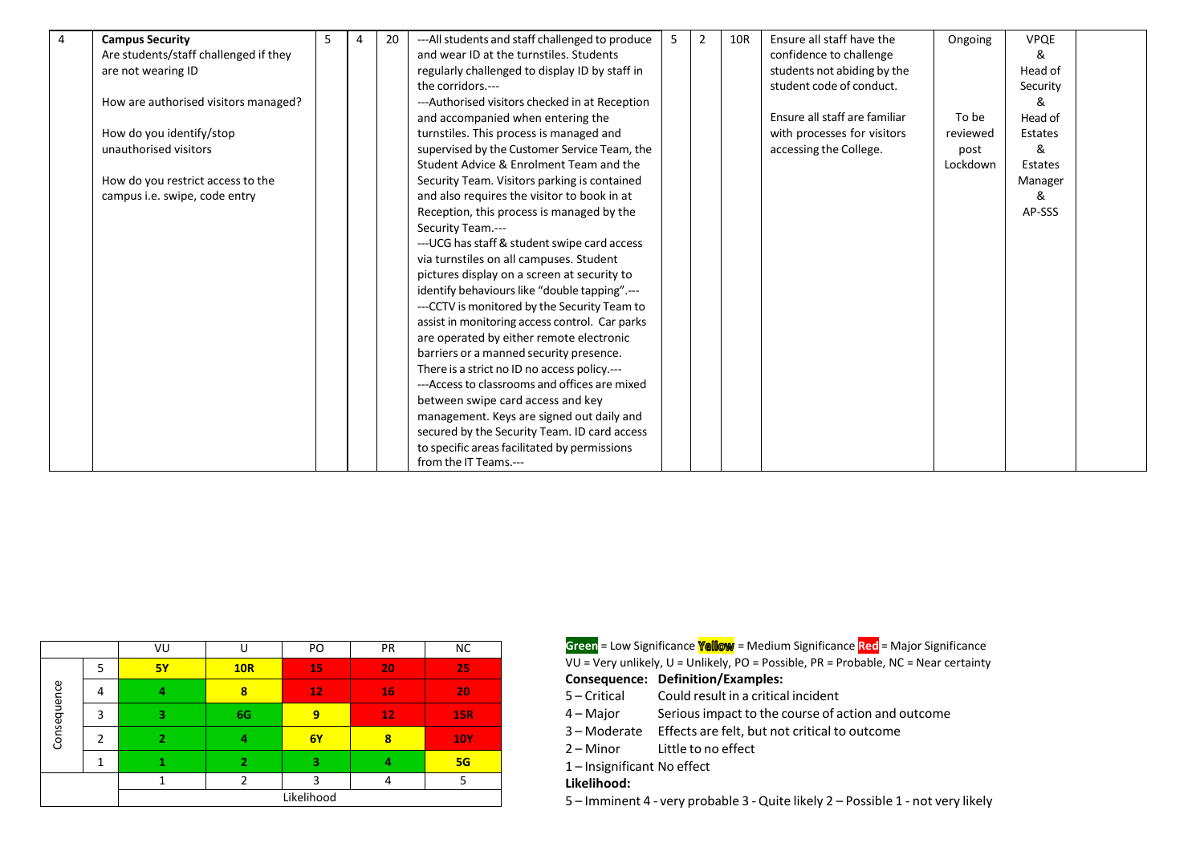| 4 | **Campus Security**<br>Are students/staff challenged if they are not wearing ID<br><br>How are authorised visitors managed?<br><br>How do you identify/stop unauthorised visitors<br><br>How do you restrict access to the campus i.e. swipe, code entry | 5 | 4 | 20 | ---All students and staff challenged to produce and wear ID at the turnstiles. Students regularly challenged to display ID by staff in the corridors.---<br>---Authorised visitors checked in at Reception and accompanied when entering the turnstiles. This process is managed and supervised by the Customer Service Team, the Student Advice & Enrolment Team and the Security Team. Visitors parking is contained and also requires the visitor to book in at Reception, this process is managed by the Security Team.---<br>---UCG has staff & student swipe card access via turnstiles on all campuses. Student pictures display on a screen at security to identify behaviours like "double tapping".---<br>---CCTV is monitored by the Security Team to assist in monitoring access control. Car parks are operated by either remote electronic barriers or a manned security presence. There is a strict no ID no access policy.---<br>---Access to classrooms and offices are mixed between swipe card access and key management. Keys are signed out daily and secured by the Security Team. ID card access to specific areas facilitated by permissions from the IT Teams.--- | 5 | 2 | 10R | Ensure all staff have the confidence to challenge students not abiding by the student code of conduct.<br><br>Ensure all staff are familiar with processes for visitors accessing the College. | Ongoing<br><br>To be reviewed post Lockdown | VPQE & Head of Security & Head of Estates & Estates Manager & AP-SSS | |
|---|---|---|---|---|---|---|---|---|---|---|---|---|

| | | VU | U | PO | PR | NC |
|---|---|---|---|---|---|---|
| Consequence | 5 | 5Y | 10R | 15 | 20 | 25 |
| | 4 | 4 | 8 | 12 | 16 | 20 |
| | 3 | 3 | 6G | 9 | 12 | 15R |
| | 2 | 2 | 4 | 6Y | 8 | 10Y |
| | 1 | 1 | 2 | 3 | 4 | 5G |
| | | 1 | 2 | 3 | 4 | 5 |
| | | Likelihood | | | | |

Green = Low Significance Yellow = Medium Significance Red = Major Significance

VU = Very unlikely, U = Unlikely, PO = Possible, PR = Probable, NC = Near certainty

**Consequence: Definition/Examples:**

5 – Critical Could result in a critical incident
4 – Major Serious impact to the course of action and outcome
3 – Moderate Effects are felt, but not critical to outcome
2 – Minor Little to no effect
1 – Insignificant No effect

**Likelihood:**

5 – Imminent 4 - very probable 3 - Quite likely 2 – Possible 1 - not very likely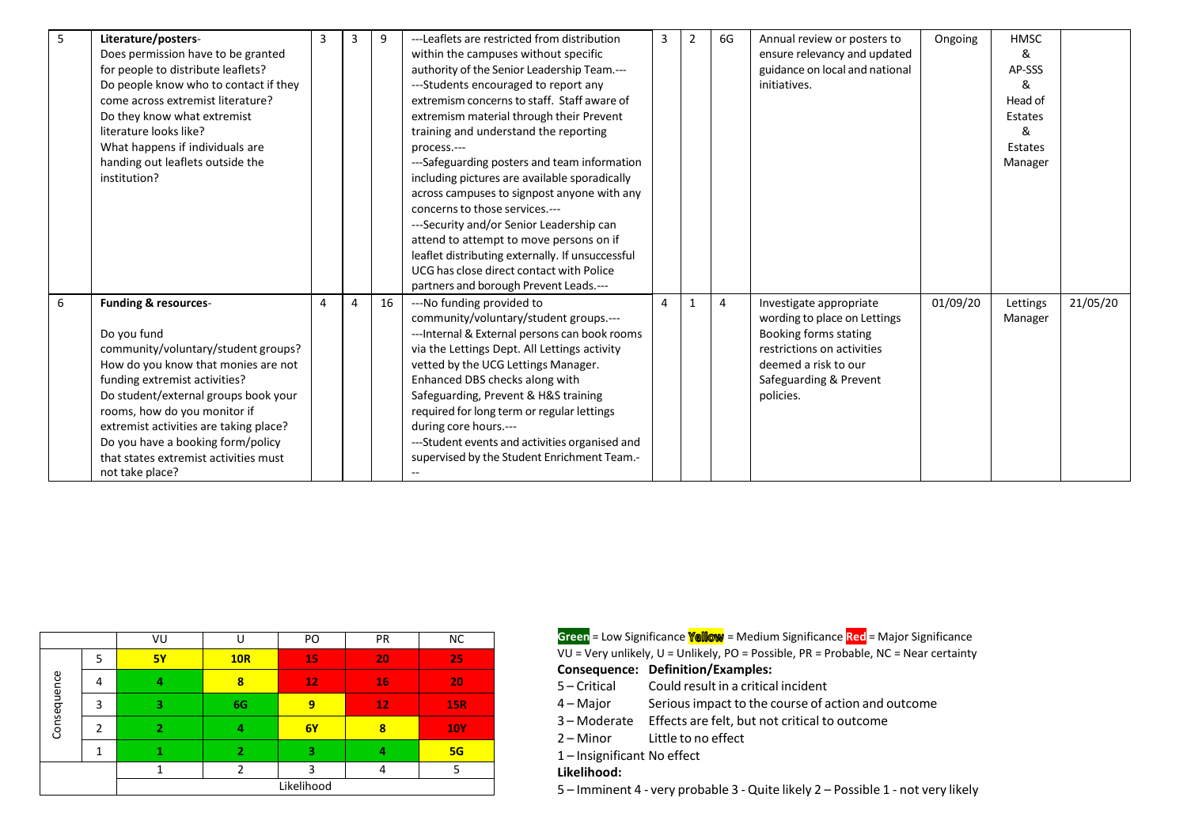| 5 | **Literature/posters**- Does permission have to be granted for people to distribute leaflets? Do people know who to contact if they come across extremist literature? Do they know what extremist literature looks like? What happens if individuals are handing out leaflets outside the institution? | 3 | 3 | 9 | ---Leaflets are restricted from distribution within the campuses without specific authority of the Senior Leadership Team.--- ---Students encouraged to report any extremism concerns to staff. Staff aware of extremism material through their Prevent training and understand the reporting process.--- ---Safeguarding posters and team information including pictures are available sporadically across campuses to signpost anyone with any concerns to those services.--- ---Security and/or Senior Leadership can attend to attempt to move persons on if leaflet distributing externally. If unsuccessful UCG has close direct contact with Police partners and borough Prevent Leads.--- | 3 | 2 | 6G | Annual review or posters to ensure relevancy and updated guidance on local and national initiatives. | Ongoing | HMSC & AP-SSS & Head of Estates & Estates Manager | |
|---|---|---|---|---|---|---|---|---|---|---|---|---|
| 6 | **Funding & resources**- Do you fund community/voluntary/student groups? How do you know that monies are not funding extremist activities? Do student/external groups book your rooms, how do you monitor if extremist activities are taking place? Do you have a booking form/policy that states extremist activities must not take place? | 4 | 4 | 16 | ---No funding provided to community/voluntary/student groups.--- ---Internal & External persons can book rooms via the Lettings Dept. All Lettings activity vetted by the UCG Lettings Manager. Enhanced DBS checks along with Safeguarding, Prevent & H&S training required for long term or regular lettings during core hours.--- ---Student events and activities organised and supervised by the Student Enrichment Team.--- | 4 | 1 | 4 | Investigate appropriate wording to place on Lettings Booking forms stating restrictions on activities deemed a risk to our Safeguarding & Prevent policies. | 01/09/20 | Lettings Manager | 21/05/20 |

| | | VU | U | PO | PR | NC |
|---|---|---|---|---|---|---|
| Consequence | 5 | 5Y | 10R | 15 | 20 | 25 |
| | 4 | 4 | 8 | 12 | 16 | 20 |
| | 3 | 3 | 6G | 9 | 12 | 15R |
| | 2 | 2 | 4 | 6Y | 8 | 10Y |
| | 1 | 1 | 2 | 3 | 4 | 5G |
| | | 1 | 2 | 3 | 4 | 5 |
| | | Likelihood | | | | |

**Green** = Low Significance **Yellow** = Medium Significance **Red** = Major Significance

VU = Very unlikely, U = Unlikely, PO = Possible, PR = Probable, NC = Near certainty

**Consequence: Definition/Examples:**

5 – Critical Could result in a critical incident

4 – Major Serious impact to the course of action and outcome

3 – Moderate Effects are felt, but not critical to outcome

2 – Minor Little to no effect

1 – Insignificant No effect

**Likelihood:**

5 – Imminent 4 - very probable 3 - Quite likely 2 – Possible 1 - not very likely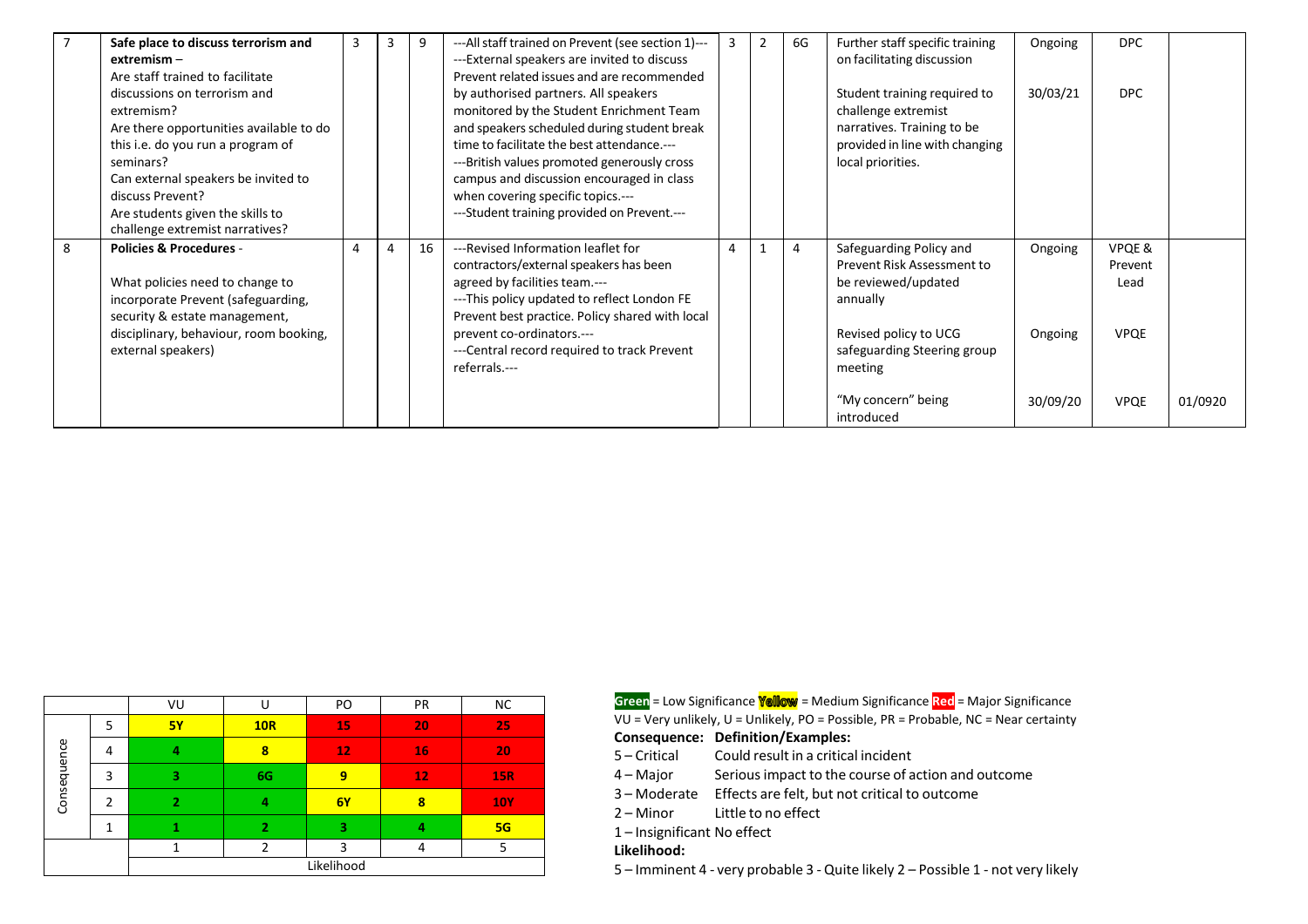| 7 | **Safe place to discuss terrorism and extremism** – Are staff trained to facilitate discussions on terrorism and extremism? Are there opportunities available to do this i.e. do you run a program of seminars? Can external speakers be invited to discuss Prevent? Are students given the skills to challenge extremist narratives? | 3 | 3 | 9 | ---All staff trained on Prevent (see section 1)--- ---External speakers are invited to discuss Prevent related issues and are recommended by authorised partners. All speakers monitored by the Student Enrichment Team and speakers scheduled during student break time to facilitate the best attendance.--- ---British values promoted generously cross campus and discussion encouraged in class when covering specific topics.--- ---Student training provided on Prevent.--- | 3 | 2 | 6G | Further staff specific training on facilitating discussion<br><br>Student training required to challenge extremist narratives. Training to be provided in line with changing local priorities. | Ongoing<br><br>30/03/21 | DPC<br><br>DPC | |
|---|---|---|---|---|---|---|---|---|---|---|---|---|
| 8 | **Policies & Procedures** - What policies need to change to incorporate Prevent (safeguarding, security & estate management, disciplinary, behaviour, room booking, external speakers) | 4 | 4 | 16 | ---Revised Information leaflet for contractors/external speakers has been agreed by facilities team.--- ---This policy updated to reflect London FE Prevent best practice. Policy shared with local prevent co-ordinators.--- ---Central record required to track Prevent referrals.--- | 4 | 1 | 4 | Safeguarding Policy and Prevent Risk Assessment to be reviewed/updated annually<br><br>Revised policy to UCG safeguarding Steering group meeting<br><br>"My concern" being introduced | Ongoing<br><br>Ongoing<br><br>30/09/20 | VPQE & Prevent Lead<br><br>VPQE<br><br>VPQE | <br><br><br><br>01/0920 |

| | | VU | U | PO | PR | NC |
|---|---|---|---|---|---|---|
| Consequence | 5 | 5Y | 10R | 15 | 20 | 25 |
| | 4 | 4 | 8 | 12 | 16 | 20 |
| | 3 | 3 | 6G | 9 | 12 | 15R |
| | 2 | 2 | 4 | 6Y | 8 | 10Y |
| | 1 | 1 | 2 | 3 | 4 | 5G |
| | | 1 | 2 | 3 | 4 | 5 |
| | | Likelihood | | | | |

Green = Low Significance Yellow = Medium Significance Red = Major Significance

VU = Very unlikely, U = Unlikely, PO = Possible, PR = Probable, NC = Near certainty

**Consequence: Definition/Examples:**

5 – Critical Could result in a critical incident

4 – Major Serious impact to the course of action and outcome

3 – Moderate Effects are felt, but not critical to outcome

2 – Minor Little to no effect

1 – Insignificant No effect

**Likelihood:**

5 – Imminent 4 - very probable 3 - Quite likely 2 – Possible 1 - not very likely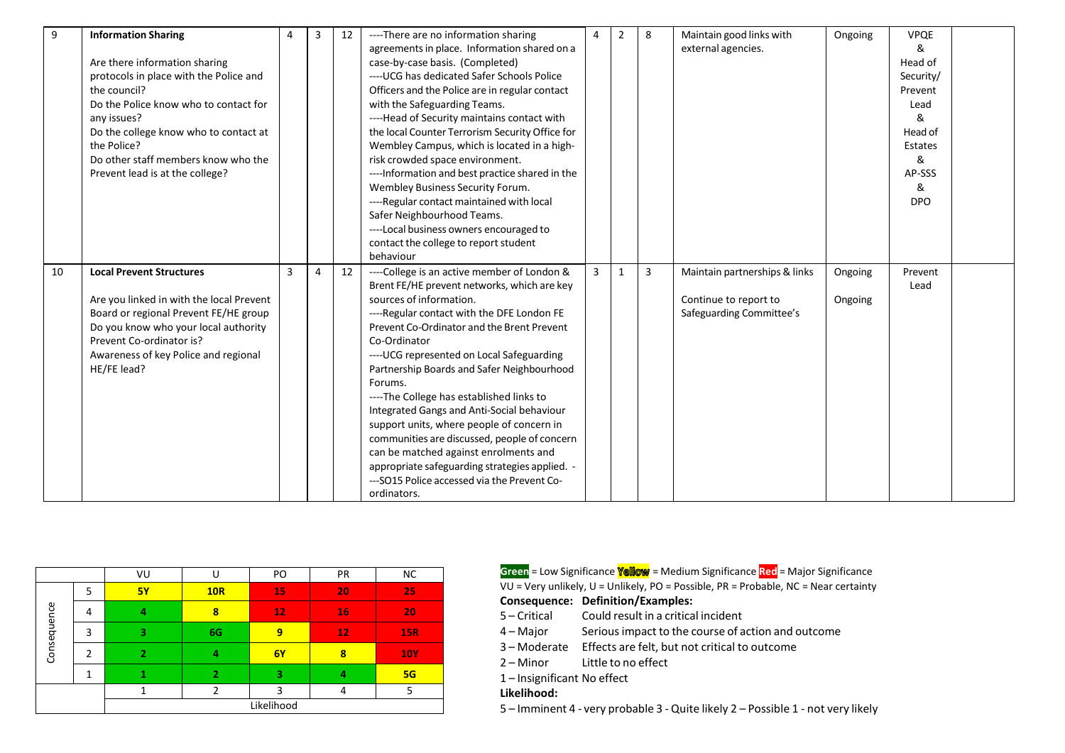| 9 | **Information Sharing**<br><br>Are there information sharing protocols in place with the Police and the council?<br>Do the Police know who to contact for any issues?<br>Do the college know who to contact at the Police?<br>Do other staff members know who the Prevent lead is at the college? | 4 | 3 | 12 | ----There are no information sharing agreements in place. Information shared on a case-by-case basis. (Completed)<br>----UCG has dedicated Safer Schools Police Officers and the Police are in regular contact with the Safeguarding Teams.<br>----Head of Security maintains contact with the local Counter Terrorism Security Office for Wembley Campus, which is located in a high-risk crowded space environment.<br>----Information and best practice shared in the Wembley Business Security Forum.<br>----Regular contact maintained with local Safer Neighbourhood Teams.<br>----Local business owners encouraged to contact the college to report student behaviour | 4 | 2 | 8 | Maintain good links with external agencies. | Ongoing | VPQE & Head of Security/ Prevent Lead & Head of Estates & AP-SSS & DPO | |
|---|---|---|---|---|---|---|---|---|---|---|---|---|
| 10 | **Local Prevent Structures**<br><br>Are you linked in with the local Prevent Board or regional Prevent FE/HE group<br>Do you know who your local authority Prevent Co-ordinator is?<br>Awareness of key Police and regional HE/FE lead? | 3 | 4 | 12 | ----College is an active member of London & Brent FE/HE prevent networks, which are key sources of information.<br>----Regular contact with the DFE London FE Prevent Co-Ordinator and the Brent Prevent Co-Ordinator<br>----UCG represented on Local Safeguarding Partnership Boards and Safer Neighbourhood Forums.<br>----The College has established links to Integrated Gangs and Anti-Social behaviour support units, where people of concern in communities are discussed, people of concern can be matched against enrolments and appropriate safeguarding strategies applied. ----SO15 Police accessed via the Prevent Co-ordinators. | 3 | 1 | 3 | Maintain partnerships & links<br><br>Continue to report to Safeguarding Committee's | Ongoing<br><br>Ongoing | Prevent Lead | |

| | | VU | U | PO | PR | NC |
|---|---|---|---|---|---|---|
| Consequence | 5 | 5Y | 10R | 15 | 20 | 25 |
| | 4 | 4 | 8 | 12 | 16 | 20 |
| | 3 | 3 | 6G | 9 | 12 | 15R |
| | 2 | 2 | 4 | 6Y | 8 | 10Y |
| | 1 | 1 | 2 | 3 | 4 | 5G |
| | | 1 | 2 | 3 | 4 | 5 |
| | | Likelihood | | | | |

**Green** = Low Significance **Yellow** = Medium Significance **Red** = Major Significance
VU = Very unlikely, U = Unlikely, PO = Possible, PR = Probable, NC = Near certainty

**Consequence: Definition/Examples:**
5 – Critical Could result in a critical incident
4 – Major Serious impact to the course of action and outcome
3 – Moderate Effects are felt, but not critical to outcome
2 – Minor Little to no effect
1 – Insignificant No effect

**Likelihood:**
5 – Imminent 4 - very probable 3 - Quite likely 2 – Possible 1 - not very likely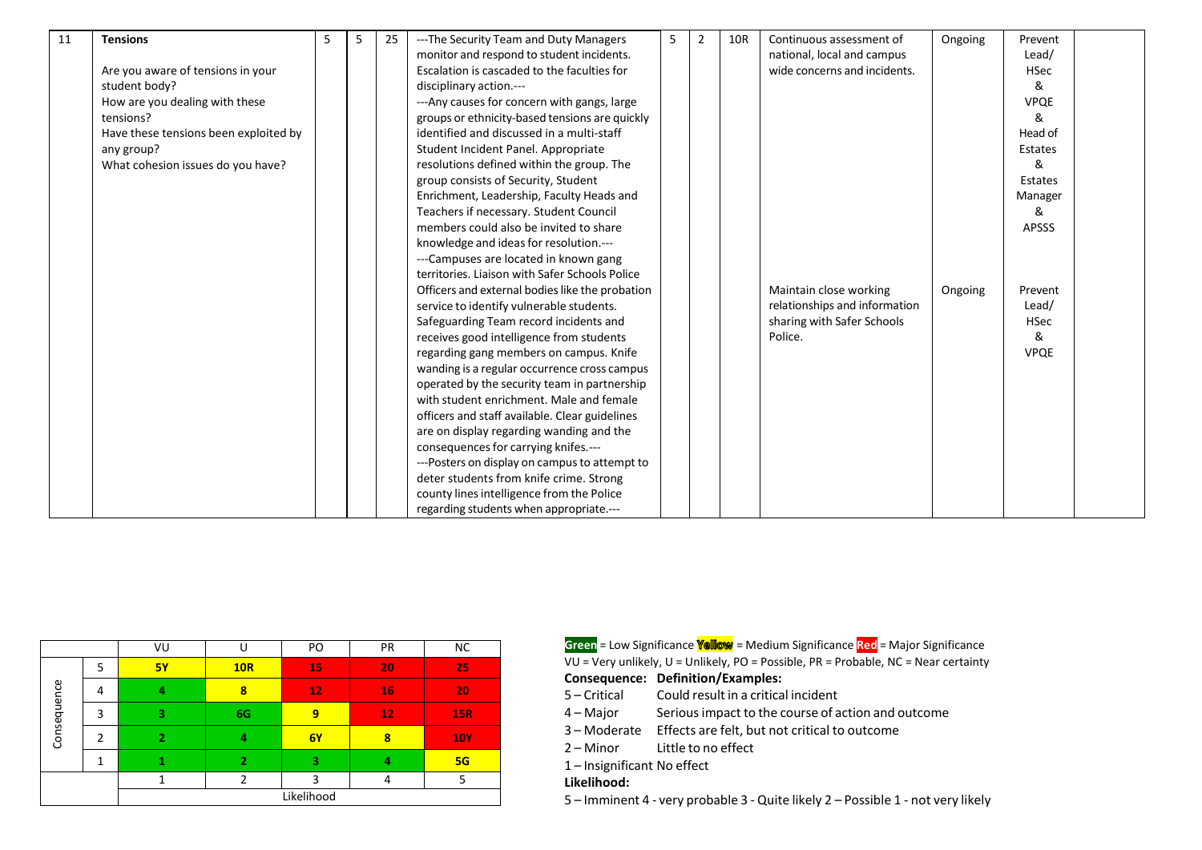| 11 | **Tensions**<br><br>Are you aware of tensions in your student body?<br>How are you dealing with these tensions?<br>Have these tensions been exploited by any group?<br>What cohesion issues do you have? | 5 | 5 | 25 | ---The Security Team and Duty Managers monitor and respond to student incidents. Escalation is cascaded to the faculties for disciplinary action.---<br>---Any causes for concern with gangs, large groups or ethnicity-based tensions are quickly identified and discussed in a multi-staff Student Incident Panel. Appropriate resolutions defined within the group. The group consists of Security, Student Enrichment, Leadership, Faculty Heads and Teachers if necessary. Student Council members could also be invited to share knowledge and ideas for resolution.---<br>---Campuses are located in known gang territories. Liaison with Safer Schools Police Officers and external bodies like the probation service to identify vulnerable students. Safeguarding Team record incidents and receives good intelligence from students regarding gang members on campus. Knife wanding is a regular occurrence cross campus operated by the security team in partnership with student enrichment. Male and female officers and staff available. Clear guidelines are on display regarding wanding and the consequences for carrying knifes.---<br>---Posters on display on campus to attempt to deter students from knife crime. Strong county lines intelligence from the Police regarding students when appropriate.--- | 5 | 2 | 10R | Continuous assessment of national, local and campus wide concerns and incidents.<br><br>Maintain close working relationships and information sharing with Safer Schools Police. | Ongoing<br><br>Ongoing | Prevent Lead/ HSec & VPQE & Head of Estates & Estates Manager & APSSS<br><br>Prevent Lead/ HSec & VPQE | |
|---|---|---|---|---|---|---|---|---|---|---|---|---|

| | | VU | U | PO | PR | NC |
|---|---|---|---|---|---|---|
| Consequence | 5 | 5Y | 10R | 15 | 20 | 25 |
| | 4 | 4 | 8 | 12 | 16 | 20 |
| | 3 | 3 | 6G | 9 | 12 | 15R |
| | 2 | 2 | 4 | 6Y | 8 | 10Y |
| | 1 | 1 | 2 | 3 | 4 | 5G |
| | | 1 | 2 | 3 | 4 | 5 |
| | | Likelihood | | | | |

**Green** = Low Significance **Yellow** = Medium Significance **Red** = Major Significance

VU = Very unlikely, U = Unlikely, PO = Possible, PR = Probable, NC = Near certainty

**Consequence: Definition/Examples:**

5 – Critical Could result in a critical incident

4 – Major Serious impact to the course of action and outcome

3 – Moderate Effects are felt, but not critical to outcome

2 – Minor Little to no effect

1 – Insignificant No effect

**Likelihood:**

5 – Imminent 4 - very probable 3 - Quite likely 2 – Possible 1 - not very likely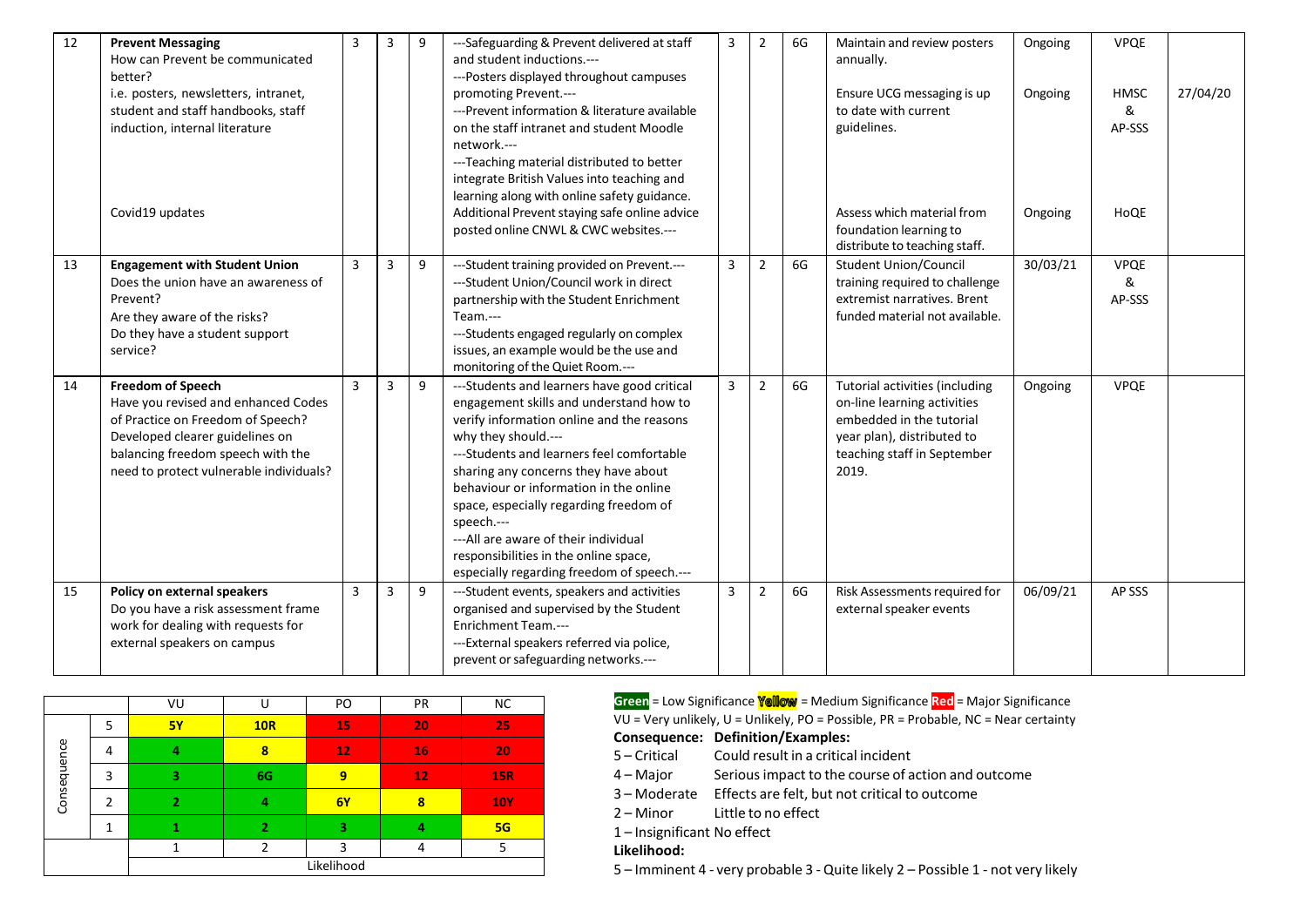| 12 | **Prevent Messaging**<br>How can Prevent be communicated better?<br>i.e. posters, newsletters, intranet, student and staff handbooks, staff induction, internal literature<br><br>Covid19 updates | 3 | 3 | 9 | ---Safeguarding & Prevent delivered at staff and student inductions.---<br>---Posters displayed throughout campuses promoting Prevent.---<br>---Prevent information & literature available on the staff intranet and student Moodle network.---<br>---Teaching material distributed to better integrate British Values into teaching and learning along with online safety guidance.<br>Additional Prevent staying safe online advice posted online CNWL & CWC websites.--- | 3 | 2 | 6G | Maintain and review posters annually.<br><br>Ensure UCG messaging is up to date with current guidelines.<br><br>Assess which material from foundation learning to distribute to teaching staff. | Ongoing<br><br>Ongoing<br><br>Ongoing | VPQE<br><br>HMSC & AP-SSS<br><br>HoQE | <br><br>27/04/20 |
|---|---|---|---|---|---|---|---|---|---|---|---|---|
| 13 | **Engagement with Student Union**<br>Does the union have an awareness of Prevent?<br>Are they aware of the risks?<br>Do they have a student support service? | 3 | 3 | 9 | ---Student training provided on Prevent.---<br>---Student Union/Council work in direct partnership with the Student Enrichment Team.---<br>---Students engaged regularly on complex issues, an example would be the use and monitoring of the Quiet Room.--- | 3 | 2 | 6G | Student Union/Council training required to challenge extremist narratives. Brent funded material not available. | 30/03/21 | VPQE & AP-SSS | |
| 14 | **Freedom of Speech**<br>Have you revised and enhanced Codes of Practice on Freedom of Speech? Developed clearer guidelines on balancing freedom speech with the need to protect vulnerable individuals? | 3 | 3 | 9 | ---Students and learners have good critical engagement skills and understand how to verify information online and the reasons why they should.---<br>---Students and learners feel comfortable sharing any concerns they have about behaviour or information in the online space, especially regarding freedom of speech.---<br>---All are aware of their individual responsibilities in the online space, especially regarding freedom of speech.--- | 3 | 2 | 6G | Tutorial activities (including on-line learning activities embedded in the tutorial year plan), distributed to teaching staff in September 2019. | Ongoing | VPQE | |
| 15 | **Policy on external speakers**<br>Do you have a risk assessment frame work for dealing with requests for external speakers on campus | 3 | 3 | 9 | ---Student events, speakers and activities organised and supervised by the Student Enrichment Team.---<br>---External speakers referred via police, prevent or safeguarding networks.--- | 3 | 2 | 6G | Risk Assessments required for external speaker events | 06/09/21 | AP SSS | |

| | | VU | U | PO | PR | NC |
|---|---|---|---|---|---|---|
| Consequence | 5 | 5Y | 10R | 15 | 20 | 25 |
| | 4 | 4 | 8 | 12 | 16 | 20 |
| | 3 | 3 | 6G | 9 | 12 | 15R |
| | 2 | 2 | 4 | 6Y | 8 | 10Y |
| | 1 | 1 | 2 | 3 | 4 | 5G |
| | | 1 | 2 | 3 | 4 | 5 |
| | | Likelihood | | | | |

**Green** = Low Significance **Yellow** = Medium Significance **Red** = Major Significance

VU = Very unlikely, U = Unlikely, PO = Possible, PR = Probable, NC = Near certainty

**Consequence: Definition/Examples:**

5 – Critical Could result in a critical incident

4 – Major Serious impact to the course of action and outcome

3 – Moderate Effects are felt, but not critical to outcome

2 – Minor Little to no effect

1 – Insignificant No effect

**Likelihood:**

5 – Imminent 4 - very probable 3 - Quite likely 2 – Possible 1 - not very likely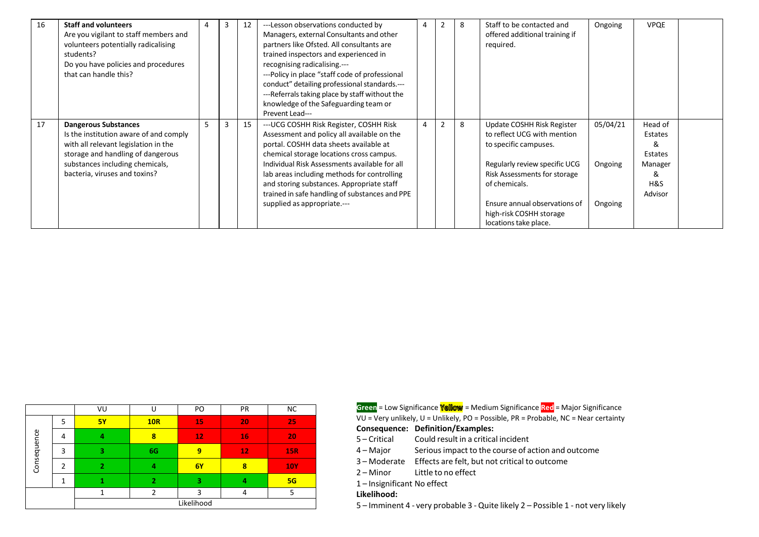| 16 | **Staff and volunteers**<br>Are you vigilant to staff members and volunteers potentially radicalising students?<br>Do you have policies and procedures that can handle this? | 4 | 3 | 12 | ---Lesson observations conducted by Managers, external Consultants and other partners like Ofsted. All consultants are trained inspectors and experienced in recognising radicalising.---<br>---Policy in place "staff code of professional conduct" detailing professional standards.---<br>---Referrals taking place by staff without the knowledge of the Safeguarding team or Prevent Lead--- | 4 | 2 | 8 | Staff to be contacted and offered additional training if required. | Ongoing | VPQE | |
|---|---|---|---|---|---|---|---|---|---|---|---|---|
| 17 | **Dangerous Substances**<br>Is the institution aware of and comply with all relevant legislation in the storage and handling of dangerous substances including chemicals, bacteria, viruses and toxins? | 5 | 3 | 15 | ---UCG COSHH Risk Register, COSHH Risk Assessment and policy all available on the portal. COSHH data sheets available at chemical storage locations cross campus. Individual Risk Assessments available for all lab areas including methods for controlling and storing substances. Appropriate staff trained in safe handling of substances and PPE supplied as appropriate.--- | 4 | 2 | 8 | Update COSHH Risk Register to reflect UCG with mention to specific campuses.<br><br>Regularly review specific UCG Risk Assessments for storage of chemicals.<br><br>Ensure annual observations of high-risk COSHH storage locations take place. | 05/04/21<br><br>Ongoing<br><br>Ongoing | Head of Estates & Estates Manager & H&S Advisor | |

| | | VU | U | PO | PR | NC |
|---|---|---|---|---|---|---|
| Consequence | 5 | 5Y | 10R | 15 | 20 | 25 |
| | 4 | 4 | 8 | 12 | 16 | 20 |
| | 3 | 3 | 6G | 9 | 12 | 15R |
| | 2 | 2 | 4 | 6Y | 8 | 10Y |
| | 1 | 1 | 2 | 3 | 4 | 5G |
| | | 1 | 2 | 3 | 4 | 5 |
| | | Likelihood | | | | |

Green = Low Significance Yellow = Medium Significance Red = Major Significance

VU = Very unlikely, U = Unlikely, PO = Possible, PR = Probable, NC = Near certainty

**Consequence: Definition/Examples:**

5 – Critical Could result in a critical incident
4 – Major Serious impact to the course of action and outcome
3 – Moderate Effects are felt, but not critical to outcome
2 – Minor Little to no effect
1 – Insignificant No effect

**Likelihood:**

5 – Imminent 4 - very probable 3 - Quite likely 2 – Possible 1 - not very likely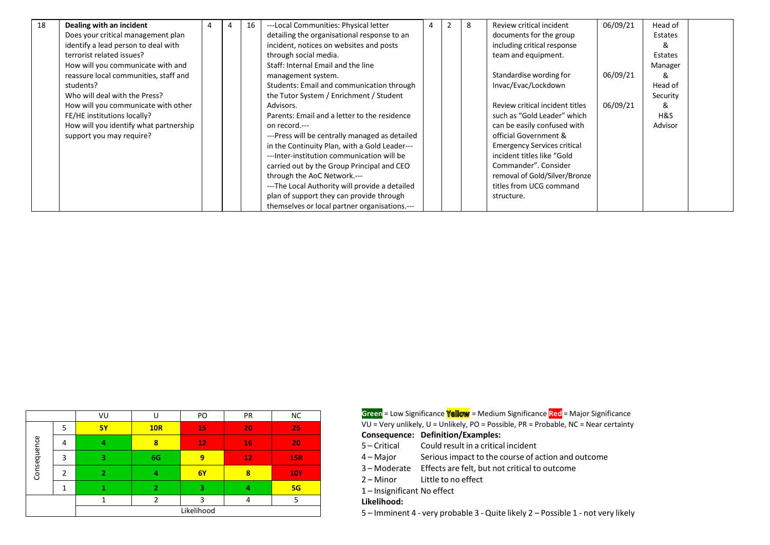| 18 | **Dealing with an incident** Does your critical management plan identify a lead person to deal with terrorist related issues? How will you communicate with and reassure local communities, staff and students? Who will deal with the Press? How will you communicate with other FE/HE institutions locally? How will you identify what partnership support you may require? | 4 | 4 | 16 | ---Local Communities: Physical letter detailing the organisational response to an incident, notices on websites and posts through social media. Staff: Internal Email and the line management system. Students: Email and communication through the Tutor System / Enrichment / Student Advisors. Parents: Email and a letter to the residence on record.--- ---Press will be centrally managed as detailed in the Continuity Plan, with a Gold Leader--- ---Inter-institution communication will be carried out by the Group Principal and CEO through the AoC Network.--- ---The Local Authority will provide a detailed plan of support they can provide through themselves or local partner organisations.--- | 4 | 2 | 8 | Review critical incident documents for the group including critical response team and equipment.<br><br>Standardise wording for Invac/Evac/Lockdown<br><br>Review critical incident titles such as "Gold Leader" which can be easily confused with official Government & Emergency Services critical incident titles like "Gold Commander". Consider removal of Gold/Silver/Bronze titles from UCG command structure. | 06/09/21<br><br>06/09/21<br><br>06/09/21 | Head of Estates & Estates Manager & Head of Security & H&S Advisor | |
|---|---|---|---|---|---|---|---|---|---|---|---|---|

| | | VU | U | PO | PR | NC |
|---|---|---|---|---|---|---|
| Consequence | 5 | 5Y | 10R | 15 | 20 | 25 |
| | 4 | 4 | 8 | 12 | 16 | 20 |
| | 3 | 3 | 6G | 9 | 12 | 15R |
| | 2 | 2 | 4 | 6Y | 8 | 10Y |
| | 1 | 1 | 2 | 3 | 4 | 5G |
| | | 1 | 2 | 3 | 4 | 5 |
| | | Likelihood | | | | |

**Green** = Low Significance **Yellow** = Medium Significance **Red** = Major Significance

VU = Very unlikely, U = Unlikely, PO = Possible, PR = Probable, NC = Near certainty

**Consequence: Definition/Examples:**

5 – Critical Could result in a critical incident

4 – Major Serious impact to the course of action and outcome

3 – Moderate Effects are felt, but not critical to outcome

2 – Minor Little to no effect

1 – Insignificant No effect

**Likelihood:**

5 – Imminent 4 - very probable 3 - Quite likely 2 – Possible 1 - not very likely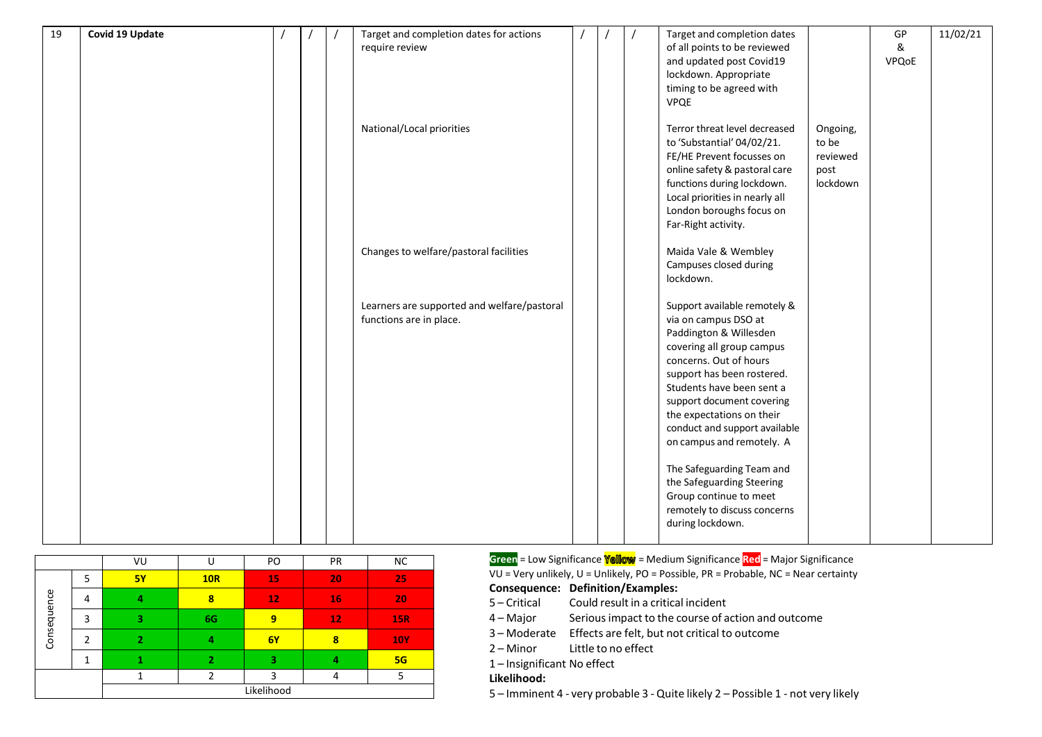| 19 | **Covid 19 Update** | / | / | / | Target and completion dates for actions require review | / | / | / | Target and completion dates of all points to be reviewed and updated post Covid19 lockdown. Appropriate timing to be agreed with VPQE | | GP & VPQoE | 11/02/21 |
|---|---|---|---|---|---|---|---|---|---|---|---|---|
| | | | | | National/Local priorities | | | | Terror threat level decreased to 'Substantial' 04/02/21. FE/HE Prevent focusses on online safety & pastoral care functions during lockdown. Local priorities in nearly all London boroughs focus on Far-Right activity. | Ongoing, to be reviewed post lockdown | | |
| | | | | | Changes to welfare/pastoral facilities | | | | Maida Vale & Wembley Campuses closed during lockdown. | | | |
| | | | | | Learners are supported and welfare/pastoral functions are in place. | | | | Support available remotely & via on campus DSO at Paddington & Willesden covering all group campus concerns. Out of hours support has been rostered. Students have been sent a support document covering the expectations on their conduct and support available on campus and remotely. A<br><br>The Safeguarding Team and the Safeguarding Steering Group continue to meet remotely to discuss concerns during lockdown. | | | |

| | | VU | U | PO | PR | NC |
|---|---|---|---|---|---|---|
| Consequence | 5 | 5Y | 10R | 15 | 20 | 25 |
| | 4 | 4 | 8 | 12 | 16 | 20 |
| | 3 | 3 | 6G | 9 | 12 | 15R |
| | 2 | 2 | 4 | 6Y | 8 | 10Y |
| | 1 | 1 | 2 | 3 | 4 | 5G |
| | | 1 | 2 | 3 | 4 | 5 |
| | | Likelihood | | | | |

**Green** = Low Significance **Yellow** = Medium Significance **Red** = Major Significance

VU = Very unlikely, U = Unlikely, PO = Possible, PR = Probable, NC = Near certainty

**Consequence: Definition/Examples:**

5 – Critical Could result in a critical incident

4 – Major Serious impact to the course of action and outcome

3 – Moderate Effects are felt, but not critical to outcome

2 – Minor Little to no effect

1 – Insignificant No effect

**Likelihood:**

5 – Imminent 4 - very probable 3 - Quite likely 2 – Possible 1 - not very likely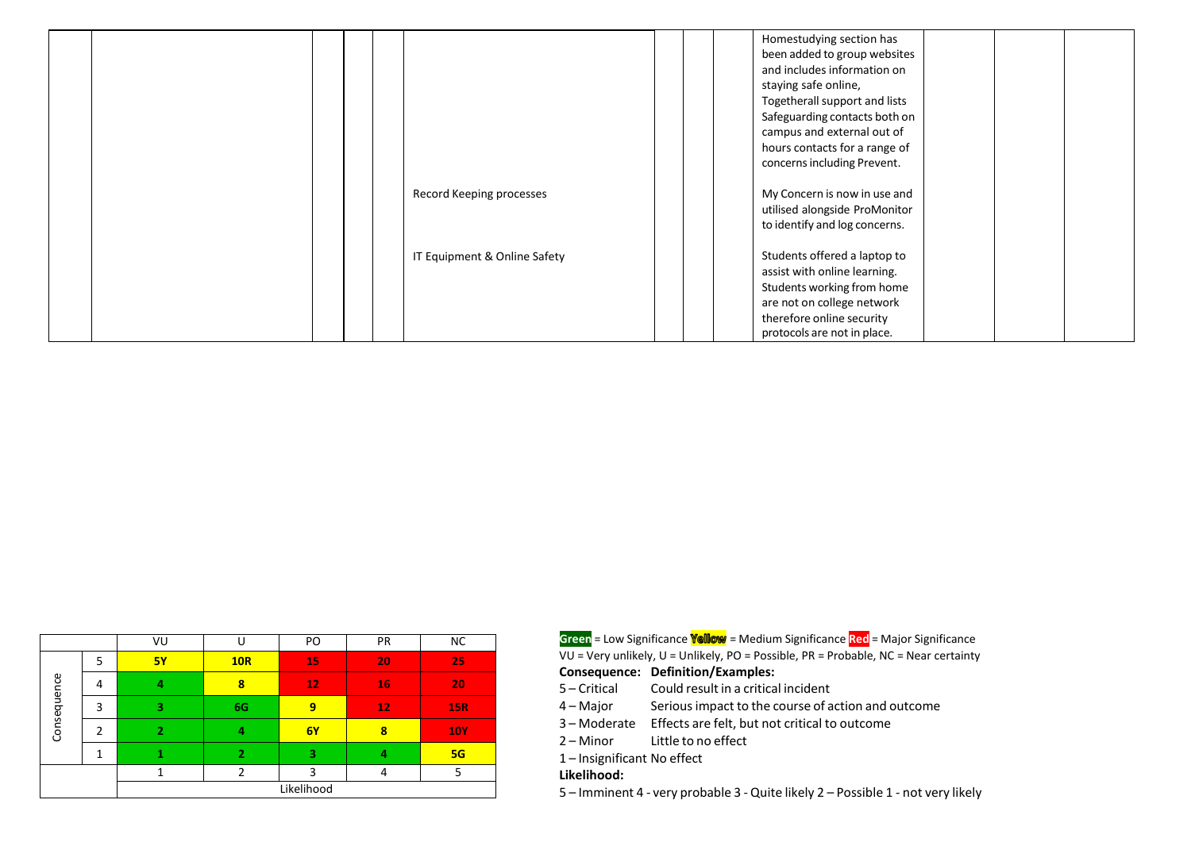| | | | | | | | | | | | |
|---|---|---|---|---|---|---|---|---|---|---|---|
| | | | | | | | | Homestudying section has been added to group websites and includes information on staying safe online, Togetherall support and lists Safeguarding contacts both on campus and external out of hours contacts for a range of concerns including Prevent. | | | |
| | | | | | Record Keeping processes | | | My Concern is now in use and utilised alongside ProMonitor to identify and log concerns. | | | |
| | | | | | IT Equipment & Online Safety | | | Students offered a laptop to assist with online learning. Students working from home are not on college network therefore online security protocols are not in place. | | | |

| | | VU | U | PO | PR | NC |
|---|---|---|---|---|---|---|
| Consequence | 5 | **5Y** | **10R** | **15** | **20** | **25** |
| | 4 | **4** | **8** | **12** | **16** | **20** |
| | 3 | **3** | **6G** | **9** | **12** | **15R** |
| | 2 | **2** | **4** | **6Y** | **8** | **10Y** |
| | 1 | **1** | **2** | **3** | **4** | **5G** |
| | | 1 | 2 | 3 | 4 | 5 |
| | | Likelihood | | | | |

**Green** = Low Significance **Yellow** = Medium Significance **Red** = Major Significance

VU = Very unlikely, U = Unlikely, PO = Possible, PR = Probable, NC = Near certainty

**Consequence: Definition/Examples:**

5 – Critical Could result in a critical incident

4 – Major Serious impact to the course of action and outcome

3 – Moderate Effects are felt, but not critical to outcome

2 – Minor Little to no effect

1 – Insignificant No effect

**Likelihood:**

5 – Imminent 4 - very probable 3 - Quite likely 2 – Possible 1 - not very likely